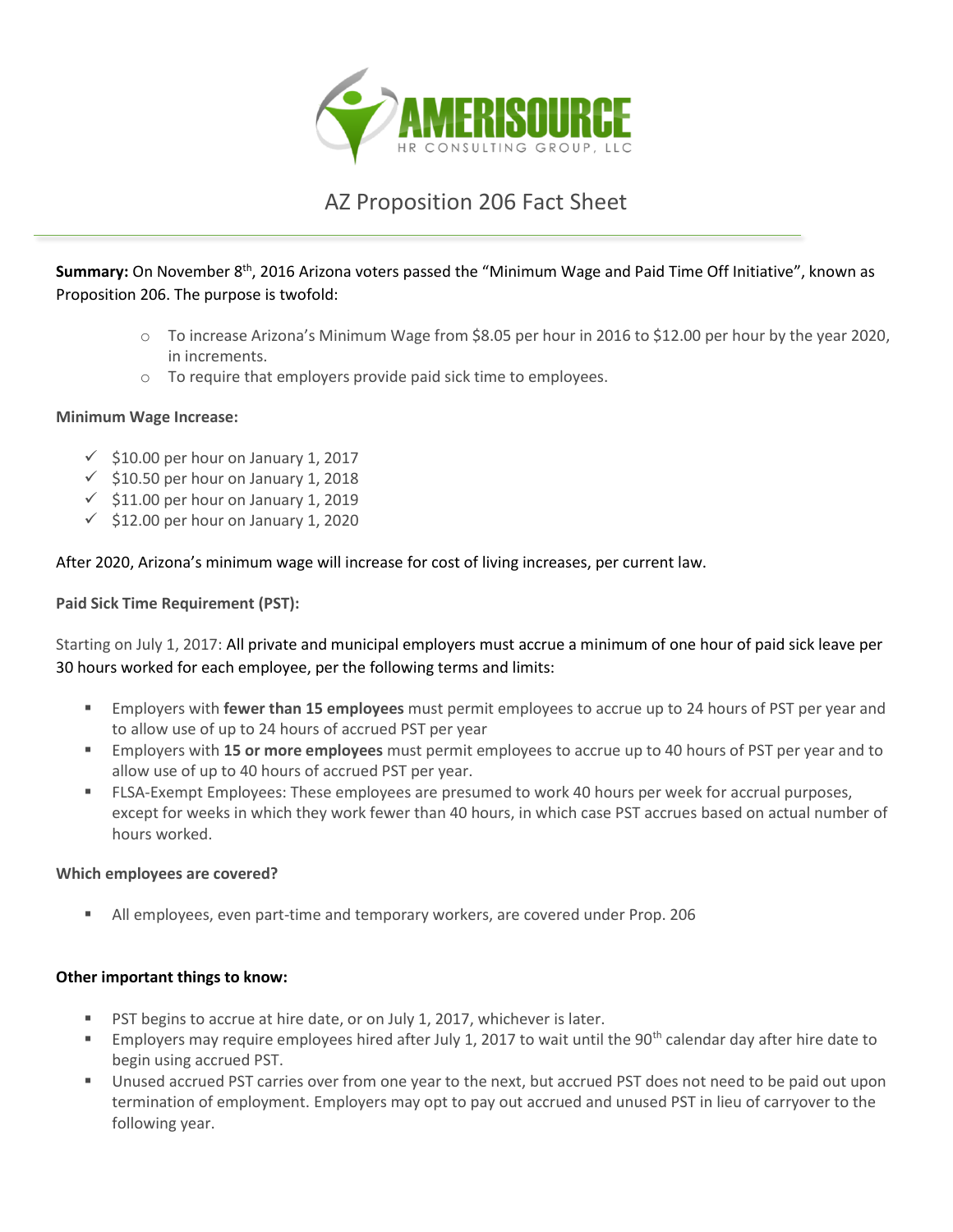# AZ Proposition 206 Fact Sheet

**Summary:** On November 8th, 2016 Arizona voters passed the "Minimum Wage and Paid Time Off Initiative", known as Proposition 206. The purpose is twofold:

- To increase Arizona's Minimum Wage from $8.05 per hour in 2016 to $12.00 per hour by the year 2020, in increments.
- To require that employers provide paid sick time to employees.

**Minimum Wage Increase:**

- ✓ $10.00 per hour on January 1, 2017
- ✓ $10.50 per hour on January 1, 2018
- ✓ $11.00 per hour on January 1, 2019
- ✓ $12.00 per hour on January 1, 2020

After 2020, Arizona's minimum wage will increase for cost of living increases, per current law.

**Paid Sick Time Requirement (PST):**

Starting on July 1, 2017: All private and municipal employers must accrue a minimum of one hour of paid sick leave per 30 hours worked for each employee, per the following terms and limits:

- Employers with **fewer than 15 employees** must permit employees to accrue up to 24 hours of PST per year and to allow use of up to 24 hours of accrued PST per year
- Employers with **15 or more employees** must permit employees to accrue up to 40 hours of PST per year and to allow use of up to 40 hours of accrued PST per year.
- FLSA-Exempt Employees: These employees are presumed to work 40 hours per week for accrual purposes, except for weeks in which they work fewer than 40 hours, in which case PST accrues based on actual number of hours worked.

**Which employees are covered?**

- All employees, even part-time and temporary workers, are covered under Prop. 206

**Other important things to know:**

- PST begins to accrue at hire date, or on July 1, 2017, whichever is later.
- Employers may require employees hired after July 1, 2017 to wait until the 90th calendar day after hire date to begin using accrued PST.
- Unused accrued PST carries over from one year to the next, but accrued PST does not need to be paid out upon termination of employment. Employers may opt to pay out accrued and unused PST in lieu of carryover to the following year.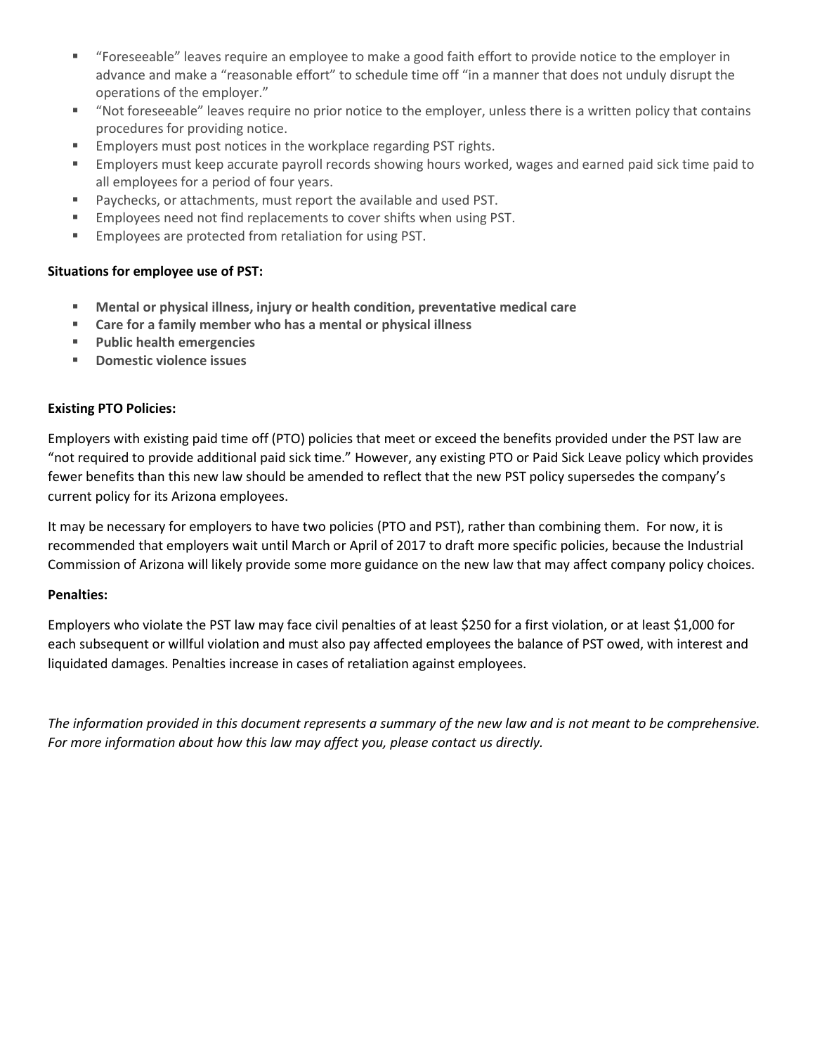- "Foreseeable" leaves require an employee to make a good faith effort to provide notice to the employer in advance and make a "reasonable effort" to schedule time off "in a manner that does not unduly disrupt the operations of the employer."
- "Not foreseeable" leaves require no prior notice to the employer, unless there is a written policy that contains procedures for providing notice.
- Employers must post notices in the workplace regarding PST rights.
- Employers must keep accurate payroll records showing hours worked, wages and earned paid sick time paid to all employees for a period of four years.
- Paychecks, or attachments, must report the available and used PST.
- Employees need not find replacements to cover shifts when using PST.
- Employees are protected from retaliation for using PST.

**Situations for employee use of PST:**

- **Mental or physical illness, injury or health condition, preventative medical care**
- **Care for a family member who has a mental or physical illness**
- **Public health emergencies**
- **Domestic violence issues**

**Existing PTO Policies:**

Employers with existing paid time off (PTO) policies that meet or exceed the benefits provided under the PST law are "not required to provide additional paid sick time." However, any existing PTO or Paid Sick Leave policy which provides fewer benefits than this new law should be amended to reflect that the new PST policy supersedes the company's current policy for its Arizona employees.

It may be necessary for employers to have two policies (PTO and PST), rather than combining them. For now, it is recommended that employers wait until March or April of 2017 to draft more specific policies, because the Industrial Commission of Arizona will likely provide some more guidance on the new law that may affect company policy choices.

**Penalties:**

Employers who violate the PST law may face civil penalties of at least $250 for a first violation, or at least $1,000 for each subsequent or willful violation and must also pay affected employees the balance of PST owed, with interest and liquidated damages. Penalties increase in cases of retaliation against employees.

*The information provided in this document represents a summary of the new law and is not meant to be comprehensive. For more information about how this law may affect you, please contact us directly.*